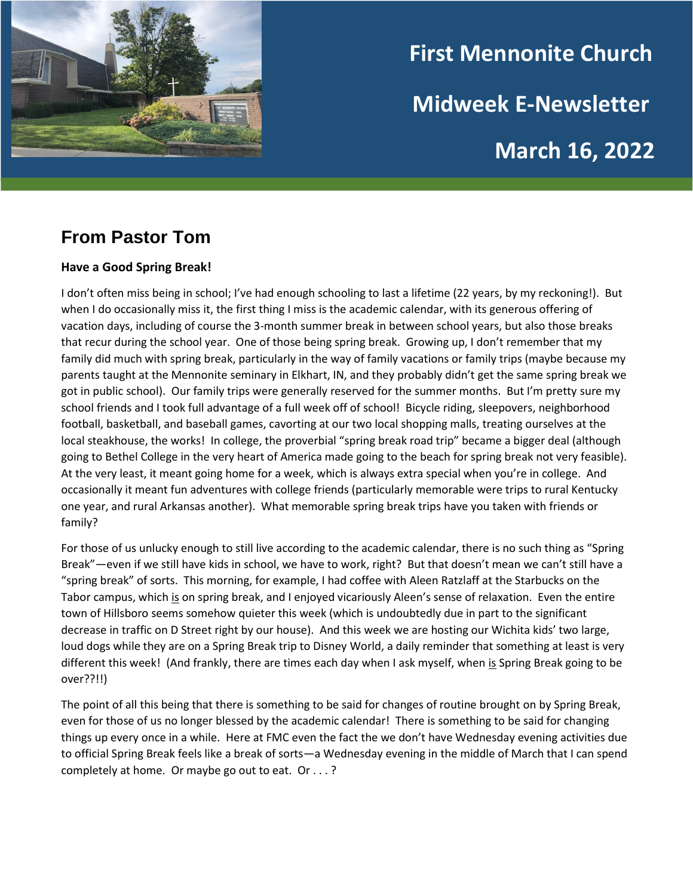# First Mennonite Church

# Midweek E-Newsletter

# March 16, 2022

## From Pastor Tom

**Have a Good Spring Break!**

I don't often miss being in school; I've had enough schooling to last a lifetime (22 years, by my reckoning!). But when I do occasionally miss it, the first thing I miss is the academic calendar, with its generous offering of vacation days, including of course the 3-month summer break in between school years, but also those breaks that recur during the school year. One of those being spring break. Growing up, I don't remember that my family did much with spring break, particularly in the way of family vacations or family trips (maybe because my parents taught at the Mennonite seminary in Elkhart, IN, and they probably didn't get the same spring break we got in public school). Our family trips were generally reserved for the summer months. But I'm pretty sure my school friends and I took full advantage of a full week off of school! Bicycle riding, sleepovers, neighborhood football, basketball, and baseball games, cavorting at our two local shopping malls, treating ourselves at the local steakhouse, the works! In college, the proverbial "spring break road trip" became a bigger deal (although going to Bethel College in the very heart of America made going to the beach for spring break not very feasible). At the very least, it meant going home for a week, which is always extra special when you're in college. And occasionally it meant fun adventures with college friends (particularly memorable were trips to rural Kentucky one year, and rural Arkansas another). What memorable spring break trips have you taken with friends or family?

For those of us unlucky enough to still live according to the academic calendar, there is no such thing as "Spring Break"—even if we still have kids in school, we have to work, right? But that doesn't mean we can't still have a "spring break" of sorts. This morning, for example, I had coffee with Aleen Ratzlaff at the Starbucks on the Tabor campus, which <u>is</u> on spring break, and I enjoyed vicariously Aleen's sense of relaxation. Even the entire town of Hillsboro seems somehow quieter this week (which is undoubtedly due in part to the significant decrease in traffic on D Street right by our house). And this week we are hosting our Wichita kids' two large, loud dogs while they are on a Spring Break trip to Disney World, a daily reminder that something at least is very different this week! (And frankly, there are times each day when I ask myself, when <u>is</u> Spring Break going to be over??!!)

The point of all this being that there is something to be said for changes of routine brought on by Spring Break, even for those of us no longer blessed by the academic calendar! There is something to be said for changing things up every once in a while. Here at FMC even the fact the we don't have Wednesday evening activities due to official Spring Break feels like a break of sorts—a Wednesday evening in the middle of March that I can spend completely at home. Or maybe go out to eat. Or . . . ?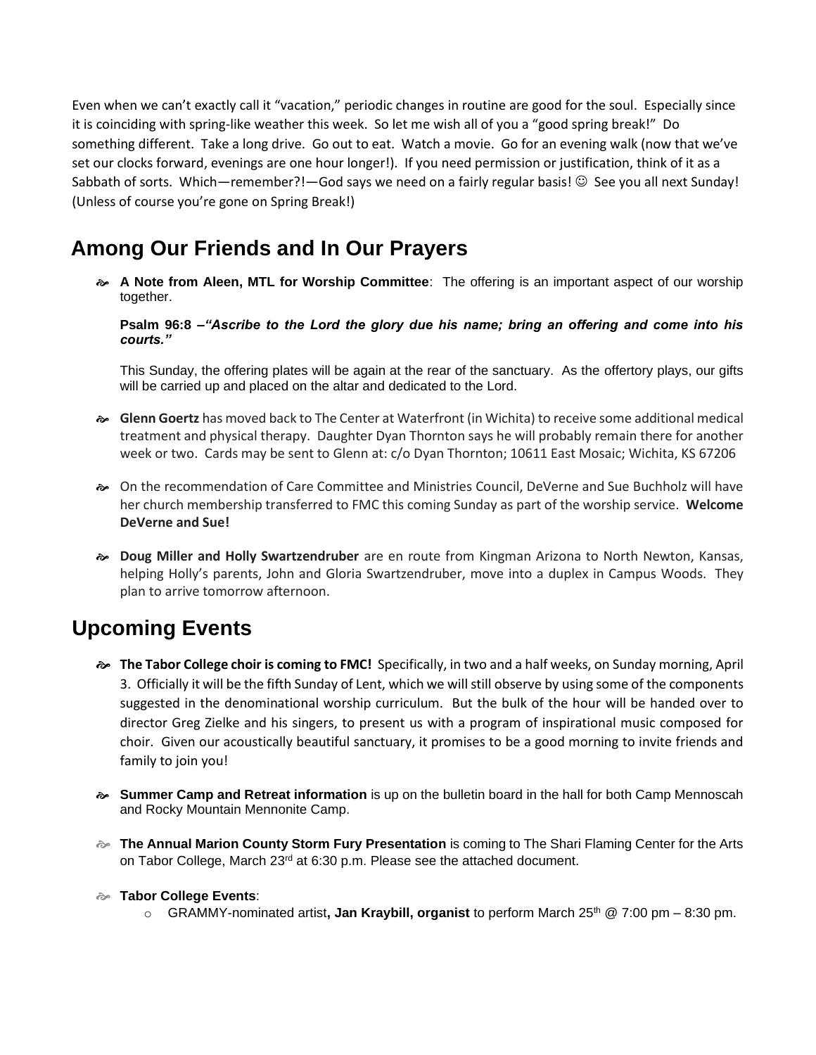Even when we can't exactly call it "vacation," periodic changes in routine are good for the soul. Especially since it is coinciding with spring-like weather this week. So let me wish all of you a "good spring break!" Do something different. Take a long drive. Go out to eat. Watch a movie. Go for an evening walk (now that we've set our clocks forward, evenings are one hour longer!). If you need permission or justification, think of it as a Sabbath of sorts. Which—remember?!—God says we need on a fairly regular basis! ☺ See you all next Sunday! (Unless of course you're gone on Spring Break!)

## Among Our Friends and In Our Prayers

- **A Note from Aleen, MTL for Worship Committee**: The offering is an important aspect of our worship together.

  **Psalm 96:8 –*"Ascribe to the Lord the glory due his name; bring an offering and come into his courts."***

  This Sunday, the offering plates will be again at the rear of the sanctuary. As the offertory plays, our gifts will be carried up and placed on the altar and dedicated to the Lord.

- **Glenn Goertz** has moved back to The Center at Waterfront (in Wichita) to receive some additional medical treatment and physical therapy. Daughter Dyan Thornton says he will probably remain there for another week or two. Cards may be sent to Glenn at: c/o Dyan Thornton; 10611 East Mosaic; Wichita, KS 67206

- On the recommendation of Care Committee and Ministries Council, DeVerne and Sue Buchholz will have her church membership transferred to FMC this coming Sunday as part of the worship service. **Welcome DeVerne and Sue!**

- **Doug Miller and Holly Swartzendruber** are en route from Kingman Arizona to North Newton, Kansas, helping Holly's parents, John and Gloria Swartzendruber, move into a duplex in Campus Woods. They plan to arrive tomorrow afternoon.

## Upcoming Events

- **The Tabor College choir is coming to FMC!** Specifically, in two and a half weeks, on Sunday morning, April 3. Officially it will be the fifth Sunday of Lent, which we will still observe by using some of the components suggested in the denominational worship curriculum. But the bulk of the hour will be handed over to director Greg Zielke and his singers, to present us with a program of inspirational music composed for choir. Given our acoustically beautiful sanctuary, it promises to be a good morning to invite friends and family to join you!

- **Summer Camp and Retreat information** is up on the bulletin board in the hall for both Camp Mennoscah and Rocky Mountain Mennonite Camp.

- **The Annual Marion County Storm Fury Presentation** is coming to The Shari Flaming Center for the Arts on Tabor College, March 23rd at 6:30 p.m. Please see the attached document.

- **Tabor College Events**:
  - GRAMMY-nominated artist**, Jan Kraybill, organist** to perform March 25th @ 7:00 pm – 8:30 pm.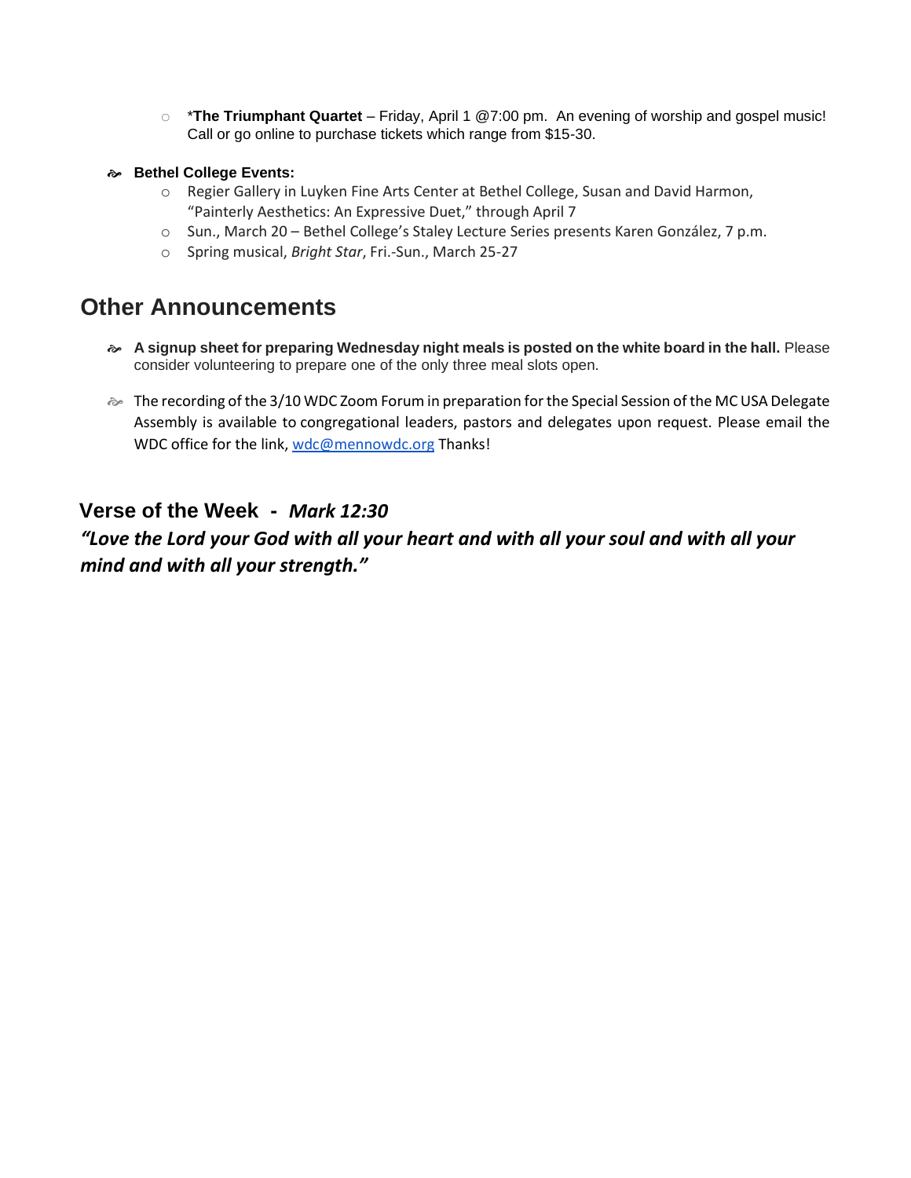- *​**The Triumphant Quartet** – Friday, April 1 @7:00 pm. An evening of worship and gospel music! Call or go online to purchase tickets which range from $15-30.

- **Bethel College Events:**
   - Regier Gallery in Luyken Fine Arts Center at Bethel College, Susan and David Harmon, "Painterly Aesthetics: An Expressive Duet," through April 7
   - Sun., March 20 – Bethel College's Staley Lecture Series presents Karen González, 7 p.m.
   - Spring musical, *Bright Star*, Fri.-Sun., March 25-27

## Other Announcements

- **A signup sheet for preparing Wednesday night meals is posted on the white board in the hall.** Please consider volunteering to prepare one of the only three meal slots open.

- The recording of the 3/10 WDC Zoom Forum in preparation for the Special Session of the MC USA Delegate Assembly is available to congregational leaders, pastors and delegates upon request. Please email the WDC office for the link, wdc@mennowdc.org Thanks!

## Verse of the Week - *Mark 12:30*

***"Love the Lord your God with all your heart and with all your soul and with all your mind and with all your strength."***